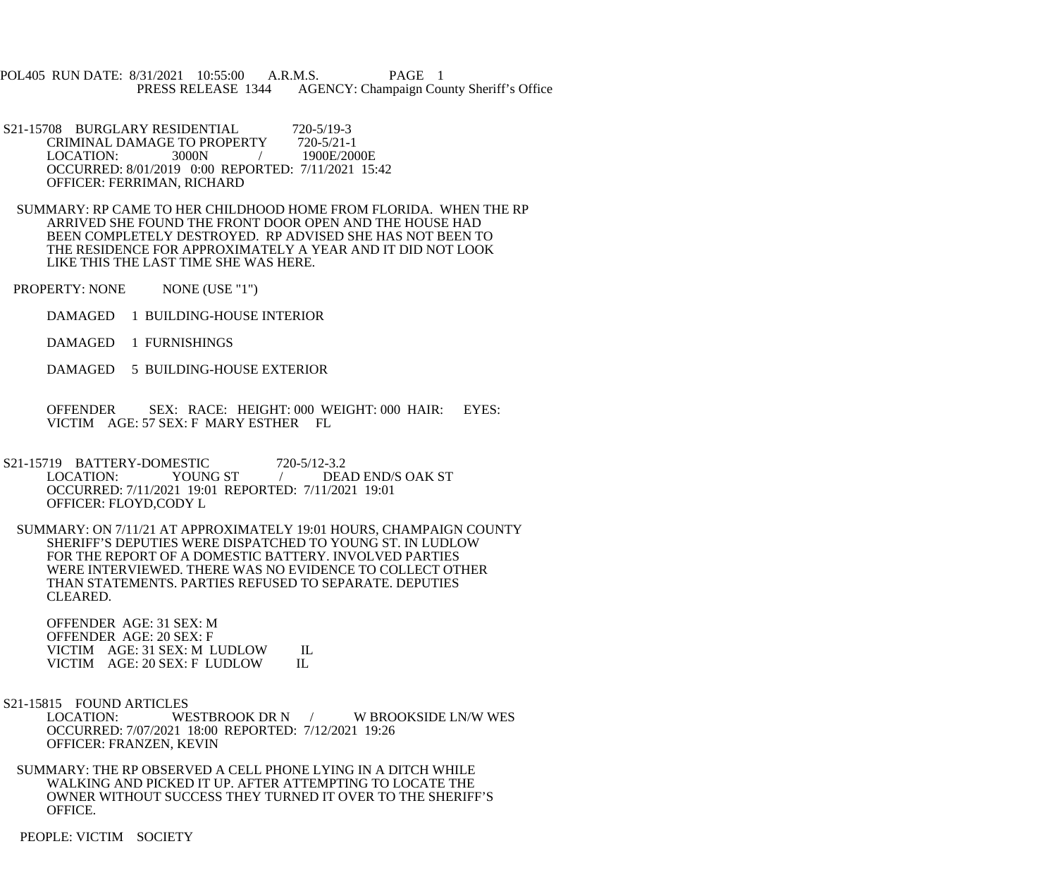POL405 RUN DATE: 8/31/2021 10:55:00 A.R.M.S. PAGE 1
PRESS RELEASE 1344 AGENCY: Champaign County Sheriff's Office

S21-15708 BURGLARY RESIDENTIAL 720-5/19-3
CRIMINAL DAMAGE TO PROPERTY 720-5/21-1
LOCATION: 3000N / 1900E/2000E
OCCURRED: 8/01/2019 0:00 REPORTED: 7/11/2021 15:42
OFFICER: FERRIMAN, RICHARD

SUMMARY: RP CAME TO HER CHILDHOOD HOME FROM FLORIDA. WHEN THE RP ARRIVED SHE FOUND THE FRONT DOOR OPEN AND THE HOUSE HAD BEEN COMPLETELY DESTROYED. RP ADVISED SHE HAS NOT BEEN TO THE RESIDENCE FOR APPROXIMATELY A YEAR AND IT DID NOT LOOK LIKE THIS THE LAST TIME SHE WAS HERE.

PROPERTY: NONE NONE (USE "1")

DAMAGED 1 BUILDING-HOUSE INTERIOR

DAMAGED 1 FURNISHINGS

DAMAGED 5 BUILDING-HOUSE EXTERIOR

OFFENDER SEX: RACE: HEIGHT: 000 WEIGHT: 000 HAIR: EYES:
VICTIM AGE: 57 SEX: F MARY ESTHER FL

S21-15719 BATTERY-DOMESTIC 720-5/12-3.2
LOCATION: YOUNG ST / DEAD END/S OAK ST
OCCURRED: 7/11/2021 19:01 REPORTED: 7/11/2021 19:01
OFFICER: FLOYD,CODY L

SUMMARY: ON 7/11/21 AT APPROXIMATELY 19:01 HOURS, CHAMPAIGN COUNTY SHERIFF'S DEPUTIES WERE DISPATCHED TO YOUNG ST. IN LUDLOW FOR THE REPORT OF A DOMESTIC BATTERY. INVOLVED PARTIES WERE INTERVIEWED. THERE WAS NO EVIDENCE TO COLLECT OTHER THAN STATEMENTS. PARTIES REFUSED TO SEPARATE. DEPUTIES CLEARED.

OFFENDER AGE: 31 SEX: M
OFFENDER AGE: 20 SEX: F
VICTIM AGE: 31 SEX: M LUDLOW IL
VICTIM AGE: 20 SEX: F LUDLOW IL

S21-15815 FOUND ARTICLES
LOCATION: WESTBROOK DR N / W BROOKSIDE LN/W WES
OCCURRED: 7/07/2021 18:00 REPORTED: 7/12/2021 19:26
OFFICER: FRANZEN, KEVIN

SUMMARY: THE RP OBSERVED A CELL PHONE LYING IN A DITCH WHILE WALKING AND PICKED IT UP. AFTER ATTEMPTING TO LOCATE THE OWNER WITHOUT SUCCESS THEY TURNED IT OVER TO THE SHERIFF'S OFFICE.

PEOPLE: VICTIM SOCIETY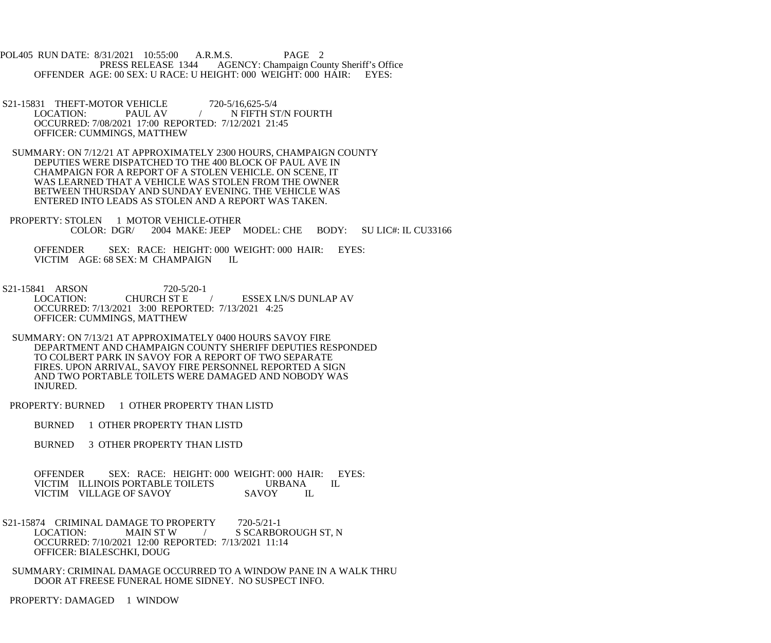POL405 RUN DATE: 8/31/2021 10:55:00 A.R.M.S. PAGE 2
PRESS RELEASE 1344 AGENCY: Champaign County Sheriff's Office
OFFENDER AGE: 00 SEX: U RACE: U HEIGHT: 000 WEIGHT: 000 HAIR: EYES:

S21-15831 THEFT-MOTOR VEHICLE 720-5/16,625-5/4
LOCATION: PAUL AV / N FIFTH ST/N FOURTH
OCCURRED: 7/08/2021 17:00 REPORTED: 7/12/2021 21:45
OFFICER: CUMMINGS, MATTHEW

SUMMARY: ON 7/12/21 AT APPROXIMATELY 2300 HOURS, CHAMPAIGN COUNTY DEPUTIES WERE DISPATCHED TO THE 400 BLOCK OF PAUL AVE IN CHAMPAIGN FOR A REPORT OF A STOLEN VEHICLE. ON SCENE, IT WAS LEARNED THAT A VEHICLE WAS STOLEN FROM THE OWNER BETWEEN THURSDAY AND SUNDAY EVENING. THE VEHICLE WAS ENTERED INTO LEADS AS STOLEN AND A REPORT WAS TAKEN.

PROPERTY: STOLEN 1 MOTOR VEHICLE-OTHER
COLOR: DGR/ 2004 MAKE: JEEP MODEL: CHE BODY: SU LIC#: IL CU33166

OFFENDER SEX: RACE: HEIGHT: 000 WEIGHT: 000 HAIR: EYES:
VICTIM AGE: 68 SEX: M CHAMPAIGN IL

S21-15841 ARSON 720-5/20-1
LOCATION: CHURCH ST E / ESSEX LN/S DUNLAP AV
OCCURRED: 7/13/2021 3:00 REPORTED: 7/13/2021 4:25
OFFICER: CUMMINGS, MATTHEW

SUMMARY: ON 7/13/21 AT APPROXIMATELY 0400 HOURS SAVOY FIRE DEPARTMENT AND CHAMPAIGN COUNTY SHERIFF DEPUTIES RESPONDED TO COLBERT PARK IN SAVOY FOR A REPORT OF TWO SEPARATE FIRES. UPON ARRIVAL, SAVOY FIRE PERSONNEL REPORTED A SIGN AND TWO PORTABLE TOILETS WERE DAMAGED AND NOBODY WAS INJURED.

PROPERTY: BURNED 1 OTHER PROPERTY THAN LISTD

BURNED 1 OTHER PROPERTY THAN LISTD

BURNED 3 OTHER PROPERTY THAN LISTD

OFFENDER SEX: RACE: HEIGHT: 000 WEIGHT: 000 HAIR: EYES:
VICTIM ILLINOIS PORTABLE TOILETS URBANA IL
VICTIM VILLAGE OF SAVOY SAVOY IL

S21-15874 CRIMINAL DAMAGE TO PROPERTY 720-5/21-1
LOCATION: MAIN ST W / S SCARBOROUGH ST, N
OCCURRED: 7/10/2021 12:00 REPORTED: 7/13/2021 11:14
OFFICER: BIALESCHKI, DOUG

SUMMARY: CRIMINAL DAMAGE OCCURRED TO A WINDOW PANE IN A WALK THRU DOOR AT FREESE FUNERAL HOME SIDNEY. NO SUSPECT INFO.

PROPERTY: DAMAGED 1 WINDOW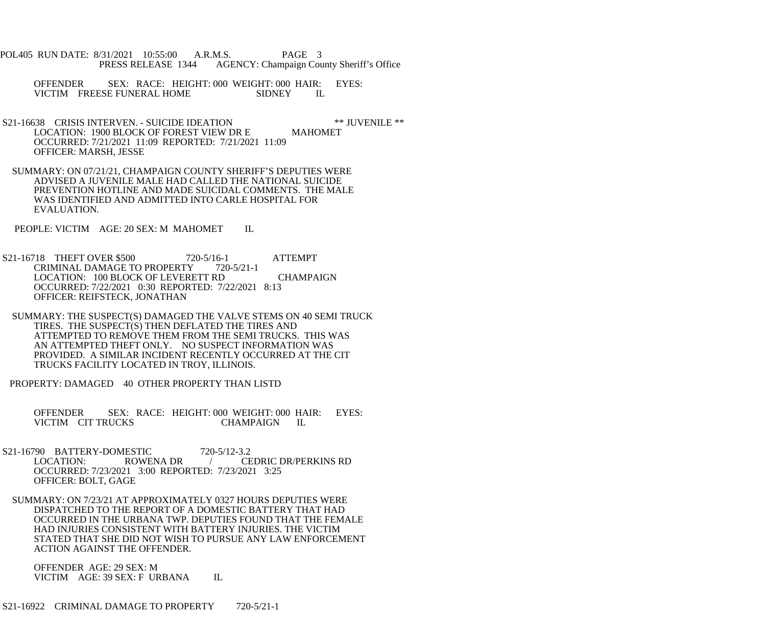OFFENDER SEX: RACE: HEIGHT: 000 WEIGHT: 000 HAIR: EYES:
VICTIM FREESE FUNERAL HOME SIDNEY IL

S21-16638 CRISIS INTERVEN. - SUICIDE IDEATION ** JUVENILE **
LOCATION: 1900 BLOCK OF FOREST VIEW DR E MAHOMET
OCCURRED: 7/21/2021 11:09 REPORTED: 7/21/2021 11:09
OFFICER: MARSH, JESSE

SUMMARY: ON 07/21/21, CHAMPAIGN COUNTY SHERIFF'S DEPUTIES WERE ADVISED A JUVENILE MALE HAD CALLED THE NATIONAL SUICIDE PREVENTION HOTLINE AND MADE SUICIDAL COMMENTS. THE MALE WAS IDENTIFIED AND ADMITTED INTO CARLE HOSPITAL FOR EVALUATION.

PEOPLE: VICTIM AGE: 20 SEX: M MAHOMET IL

S21-16718 THEFT OVER $500 720-5/16-1 ATTEMPT
CRIMINAL DAMAGE TO PROPERTY 720-5/21-1
LOCATION: 100 BLOCK OF LEVERETT RD CHAMPAIGN
OCCURRED: 7/22/2021 0:30 REPORTED: 7/22/2021 8:13
OFFICER: REIFSTECK, JONATHAN

SUMMARY: THE SUSPECT(S) DAMAGED THE VALVE STEMS ON 40 SEMI TRUCK TIRES. THE SUSPECT(S) THEN DEFLATED THE TIRES AND ATTEMPTED TO REMOVE THEM FROM THE SEMI TRUCKS. THIS WAS AN ATTEMPTED THEFT ONLY. NO SUSPECT INFORMATION WAS PROVIDED. A SIMILAR INCIDENT RECENTLY OCCURRED AT THE CIT TRUCKS FACILITY LOCATED IN TROY, ILLINOIS.

PROPERTY: DAMAGED 40 OTHER PROPERTY THAN LISTD

OFFENDER SEX: RACE: HEIGHT: 000 WEIGHT: 000 HAIR: EYES:
VICTIM CIT TRUCKS CHAMPAIGN IL

S21-16790 BATTERY-DOMESTIC 720-5/12-3.2
LOCATION: ROWENA DR / CEDRIC DR/PERKINS RD
OCCURRED: 7/23/2021 3:00 REPORTED: 7/23/2021 3:25
OFFICER: BOLT, GAGE

SUMMARY: ON 7/23/21 AT APPROXIMATELY 0327 HOURS DEPUTIES WERE DISPATCHED TO THE REPORT OF A DOMESTIC BATTERY THAT HAD OCCURRED IN THE URBANA TWP. DEPUTIES FOUND THAT THE FEMALE HAD INJURIES CONSISTENT WITH BATTERY INJURIES. THE VICTIM STATED THAT SHE DID NOT WISH TO PURSUE ANY LAW ENFORCEMENT ACTION AGAINST THE OFFENDER.

OFFENDER AGE: 29 SEX: M
VICTIM AGE: 39 SEX: F URBANA IL

S21-16922 CRIMINAL DAMAGE TO PROPERTY 720-5/21-1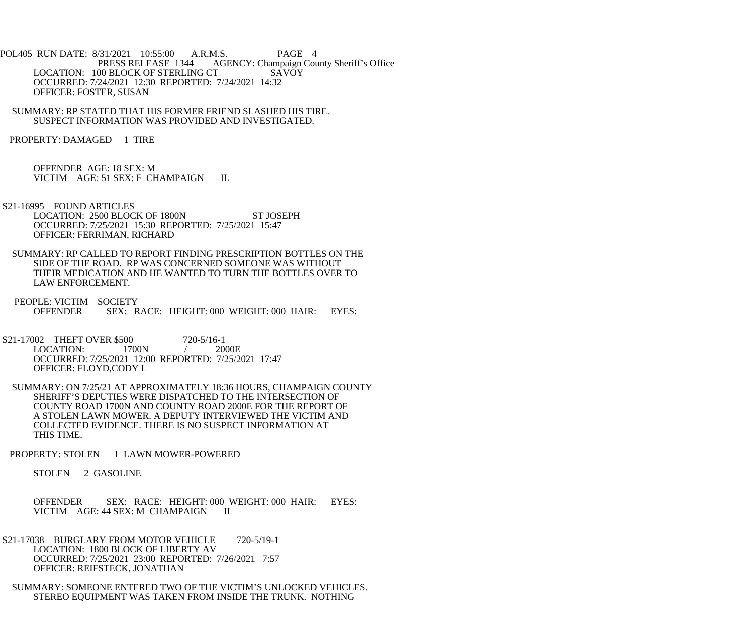PRESS RELEASE 1344 AGENCY: Champaign County Sheriff's Office

LOCATION: 100 BLOCK OF STERLING CT SAVOY
OCCURRED: 7/24/2021 12:30 REPORTED: 7/24/2021 14:32
OFFICER: FOSTER, SUSAN

SUMMARY: RP STATED THAT HIS FORMER FRIEND SLASHED HIS TIRE. SUSPECT INFORMATION WAS PROVIDED AND INVESTIGATED.

PROPERTY: DAMAGED 1 TIRE

OFFENDER AGE: 18 SEX: M
VICTIM AGE: 51 SEX: F CHAMPAIGN IL

S21-16995 FOUND ARTICLES
LOCATION: 2500 BLOCK OF 1800N ST JOSEPH
OCCURRED: 7/25/2021 15:30 REPORTED: 7/25/2021 15:47
OFFICER: FERRIMAN, RICHARD

SUMMARY: RP CALLED TO REPORT FINDING PRESCRIPTION BOTTLES ON THE SIDE OF THE ROAD. RP WAS CONCERNED SOMEONE WAS WITHOUT THEIR MEDICATION AND HE WANTED TO TURN THE BOTTLES OVER TO LAW ENFORCEMENT.

PEOPLE: VICTIM SOCIETY
OFFENDER SEX: RACE: HEIGHT: 000 WEIGHT: 000 HAIR: EYES:

S21-17002 THEFT OVER $500 720-5/16-1
LOCATION: 1700N / 2000E
OCCURRED: 7/25/2021 12:00 REPORTED: 7/25/2021 17:47
OFFICER: FLOYD,CODY L

SUMMARY: ON 7/25/21 AT APPROXIMATELY 18:36 HOURS, CHAMPAIGN COUNTY SHERIFF'S DEPUTIES WERE DISPATCHED TO THE INTERSECTION OF COUNTY ROAD 1700N AND COUNTY ROAD 2000E FOR THE REPORT OF A STOLEN LAWN MOWER. A DEPUTY INTERVIEWED THE VICTIM AND COLLECTED EVIDENCE. THERE IS NO SUSPECT INFORMATION AT THIS TIME.

PROPERTY: STOLEN 1 LAWN MOWER-POWERED

STOLEN 2 GASOLINE

OFFENDER SEX: RACE: HEIGHT: 000 WEIGHT: 000 HAIR: EYES:
VICTIM AGE: 44 SEX: M CHAMPAIGN IL

S21-17038 BURGLARY FROM MOTOR VEHICLE 720-5/19-1
LOCATION: 1800 BLOCK OF LIBERTY AV
OCCURRED: 7/25/2021 23:00 REPORTED: 7/26/2021 7:57
OFFICER: REIFSTECK, JONATHAN

SUMMARY: SOMEONE ENTERED TWO OF THE VICTIM'S UNLOCKED VEHICLES. STEREO EQUIPMENT WAS TAKEN FROM INSIDE THE TRUNK. NOTHING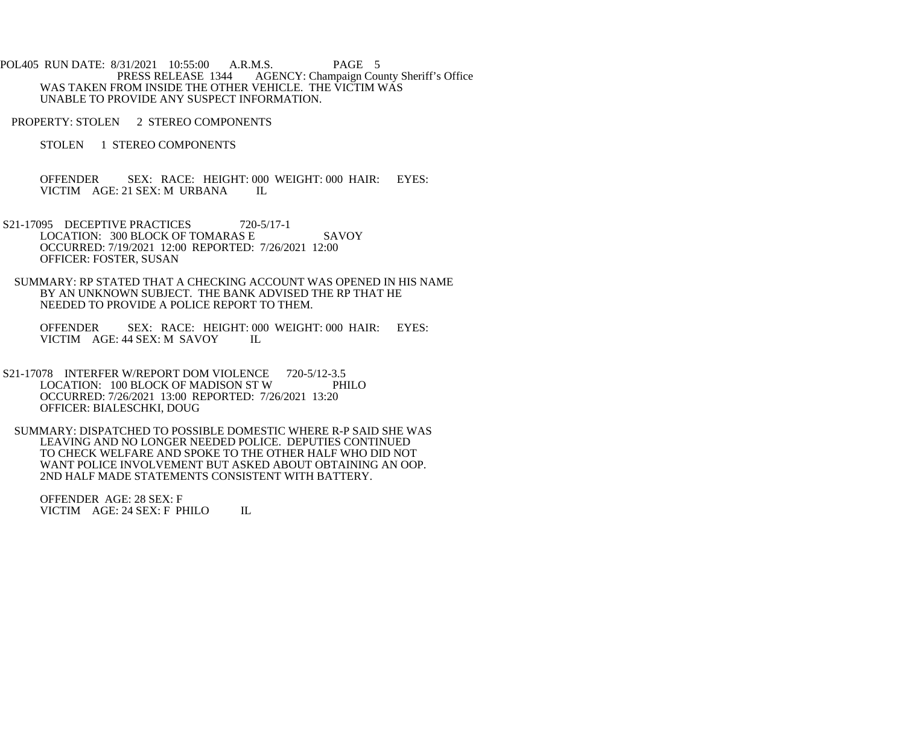WAS TAKEN FROM INSIDE THE OTHER VEHICLE. THE VICTIM WAS UNABLE TO PROVIDE ANY SUSPECT INFORMATION.

PROPERTY: STOLEN 2 STEREO COMPONENTS

STOLEN 1 STEREO COMPONENTS

OFFENDER SEX: RACE: HEIGHT: 000 WEIGHT: 000 HAIR: EYES:
VICTIM AGE: 21 SEX: M URBANA IL

S21-17095 DECEPTIVE PRACTICES 720-5/17-1
LOCATION: 300 BLOCK OF TOMARAS E SAVOY
OCCURRED: 7/19/2021 12:00 REPORTED: 7/26/2021 12:00
OFFICER: FOSTER, SUSAN

SUMMARY: RP STATED THAT A CHECKING ACCOUNT WAS OPENED IN HIS NAME BY AN UNKNOWN SUBJECT. THE BANK ADVISED THE RP THAT HE NEEDED TO PROVIDE A POLICE REPORT TO THEM.

OFFENDER SEX: RACE: HEIGHT: 000 WEIGHT: 000 HAIR: EYES:
VICTIM AGE: 44 SEX: M SAVOY IL

S21-17078 INTERFER W/REPORT DOM VIOLENCE 720-5/12-3.5
LOCATION: 100 BLOCK OF MADISON ST W PHILO
OCCURRED: 7/26/2021 13:00 REPORTED: 7/26/2021 13:20
OFFICER: BIALESCHKI, DOUG

SUMMARY: DISPATCHED TO POSSIBLE DOMESTIC WHERE R-P SAID SHE WAS LEAVING AND NO LONGER NEEDED POLICE. DEPUTIES CONTINUED TO CHECK WELFARE AND SPOKE TO THE OTHER HALF WHO DID NOT WANT POLICE INVOLVEMENT BUT ASKED ABOUT OBTAINING AN OOP. 2ND HALF MADE STATEMENTS CONSISTENT WITH BATTERY.

OFFENDER AGE: 28 SEX: F
VICTIM AGE: 24 SEX: F PHILO IL